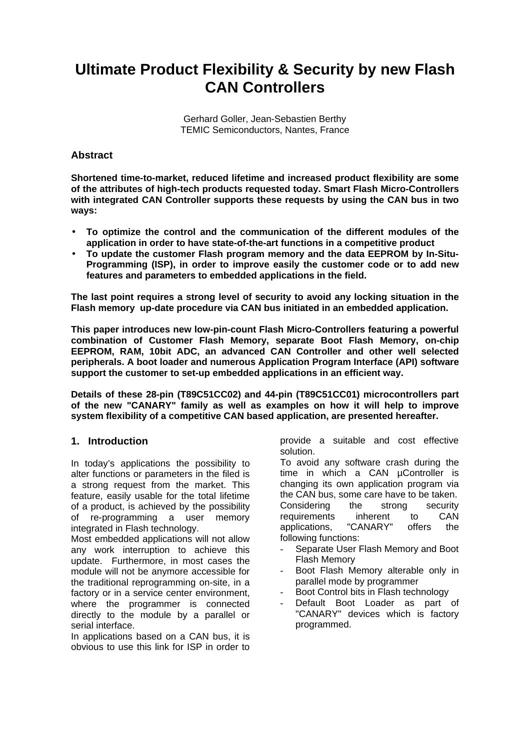# Ultimate Product Flexibility & Security by new Flash CAN Controllers

Gerhard Goller, Jean-Sebastien Berthy
TEMIC Semiconductors, Nantes, France

### Abstract

**Shortened time-to-market, reduced lifetime and increased product flexibility are some of the attributes of high-tech products requested today. Smart Flash Micro-Controllers with integrated CAN Controller supports these requests by using the CAN bus in two ways:**

- **To optimize the control and the communication of the different modules of the application in order to have state-of-the-art functions in a competitive product**
- **To update the customer Flash program memory and the data EEPROM by In-Situ-Programming (ISP), in order to improve easily the customer code or to add new features and parameters to embedded applications in the field.**

**The last point requires a strong level of security to avoid any locking situation in the Flash memory up-date procedure via CAN bus initiated in an embedded application.**

**This paper introduces new low-pin-count Flash Micro-Controllers featuring a powerful combination of Customer Flash Memory, separate Boot Flash Memory, on-chip EEPROM, RAM, 10bit ADC, an advanced CAN Controller and other well selected peripherals. A boot loader and numerous Application Program Interface (API) software support the customer to set-up embedded applications in an efficient way.**

**Details of these 28-pin (T89C51CC02) and 44-pin (T89C51CC01) microcontrollers part of the new "CANARY" family as well as examples on how it will help to improve system flexibility of a competitive CAN based application, are presented hereafter.**

### 1. Introduction

In today's applications the possibility to alter functions or parameters in the filed is a strong request from the market. This feature, easily usable for the total lifetime of a product, is achieved by the possibility of re-programming a user memory integrated in Flash technology.

Most embedded applications will not allow any work interruption to achieve this update. Furthermore, in most cases the module will not be anymore accessible for the traditional reprogramming on-site, in a factory or in a service center environment, where the programmer is connected directly to the module by a parallel or serial interface.

In applications based on a CAN bus, it is obvious to use this link for ISP in order to provide a suitable and cost effective solution.

To avoid any software crash during the time in which a CAN µController is changing its own application program via the CAN bus, some care have to be taken.

Considering the strong security requirements inherent to CAN applications, "CANARY" offers the following functions:

- Separate User Flash Memory and Boot Flash Memory
- Boot Flash Memory alterable only in parallel mode by programmer
- Boot Control bits in Flash technology
- Default Boot Loader as part of "CANARY" devices which is factory programmed.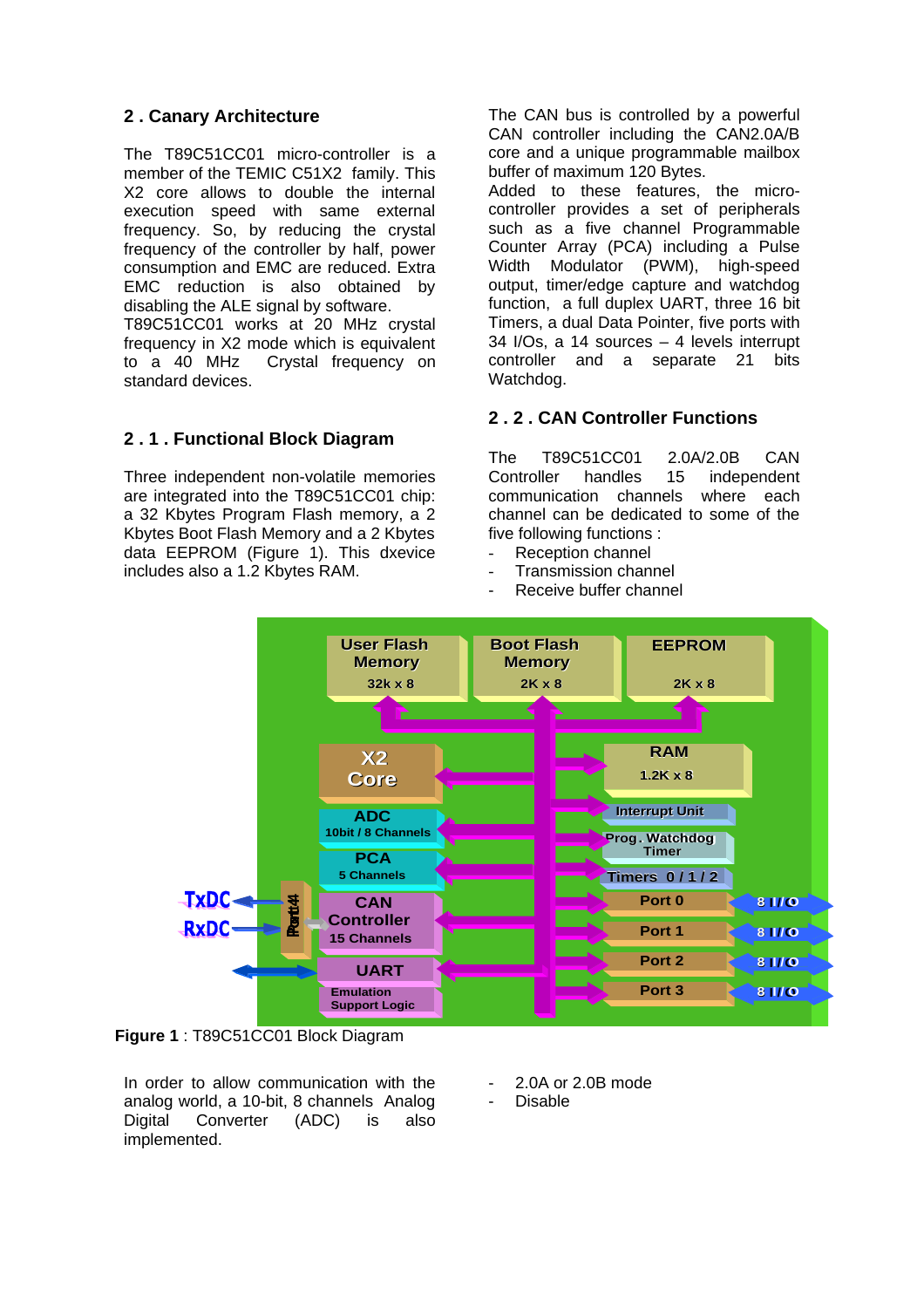## 2 . Canary Architecture

The T89C51CC01 micro-controller is a member of the TEMIC C51X2 family. This X2 core allows to double the internal execution speed with same external frequency. So, by reducing the crystal frequency of the controller by half, power consumption and EMC are reduced. Extra EMC reduction is also obtained by disabling the ALE signal by software. T89C51CC01 works at 20 MHz crystal frequency in X2 mode which is equivalent to a 40 MHz Crystal frequency on standard devices.

### 2 . 1 . Functional Block Diagram

Three independent non-volatile memories are integrated into the T89C51CC01 chip: a 32 Kbytes Program Flash memory, a 2 Kbytes Boot Flash Memory and a 2 Kbytes data EEPROM (Figure 1). This dxevice includes also a 1.2 Kbytes RAM.

The CAN bus is controlled by a powerful CAN controller including the CAN2.0A/B core and a unique programmable mailbox buffer of maximum 120 Bytes.
Added to these features, the micro-controller provides a set of peripherals such as a five channel Programmable Counter Array (PCA) including a Pulse Width Modulator (PWM), high-speed output, timer/edge capture and watchdog function, a full duplex UART, three 16 bit Timers, a dual Data Pointer, five ports with 34 I/Os, a 14 sources – 4 levels interrupt controller and a separate 21 bits Watchdog.

### 2 . 2 . CAN Controller Functions

The T89C51CC01 2.0A/2.0B CAN Controller handles 15 independent communication channels where each channel can be dedicated to some of the five following functions :

- Reception channel
- Transmission channel
- Receive buffer channel
- 2.0A or 2.0B mode
- Disable

**Figure 1** : T89C51CC01 Block Diagram

In order to allow communication with the analog world, a 10-bit, 8 channels Analog Digital Converter (ADC) is also implemented.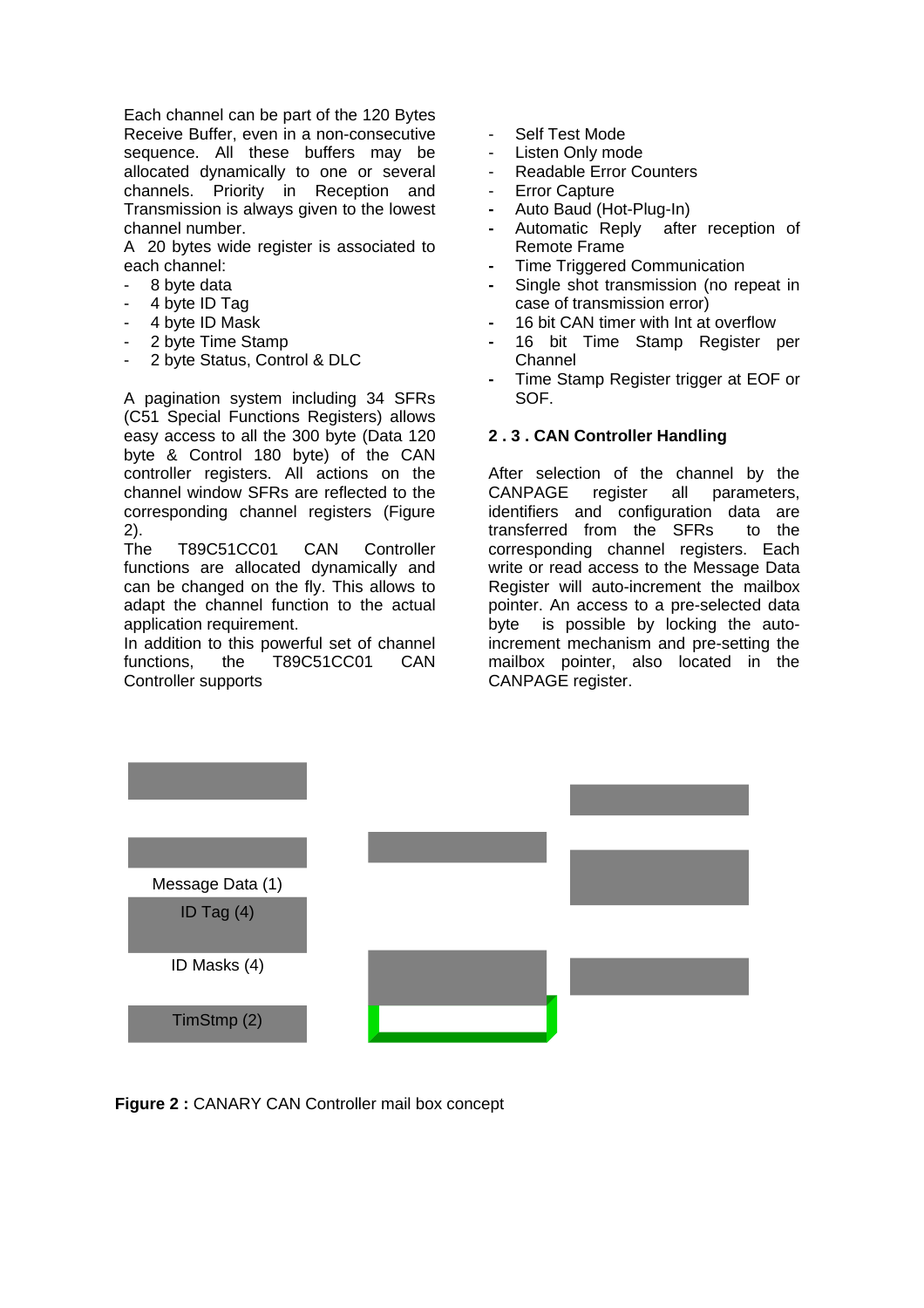Each channel can be part of the 120 Bytes Receive Buffer, even in a non-consecutive sequence. All these buffers may be allocated dynamically to one or several channels. Priority in Reception and Transmission is always given to the lowest channel number.

A 20 bytes wide register is associated to each channel:

- 8 byte data
- 4 byte ID Tag
- 4 byte ID Mask
- 2 byte Time Stamp
- 2 byte Status, Control & DLC

A pagination system including 34 SFRs (C51 Special Functions Registers) allows easy access to all the 300 byte (Data 120 byte & Control 180 byte) of the CAN controller registers. All actions on the channel window SFRs are reflected to the corresponding channel registers (Figure 2).

The T89C51CC01 CAN Controller functions are allocated dynamically and can be changed on the fly. This allows to adapt the channel function to the actual application requirement.

In addition to this powerful set of channel functions, the T89C51CC01 CAN Controller supports

- Self Test Mode
- Listen Only mode
- Readable Error Counters
- Error Capture
- Auto Baud (Hot-Plug-In)
- Automatic Reply after reception of Remote Frame
- Time Triggered Communication
- Single shot transmission (no repeat in case of transmission error)
- 16 bit CAN timer with Int at overflow
- 16 bit Time Stamp Register per Channel
- Time Stamp Register trigger at EOF or SOF.

## 2 . 3 . CAN Controller Handling

After selection of the channel by the CANPAGE register all parameters, identifiers and configuration data are transferred from the SFRs to the corresponding channel registers. Each write or read access to the Message Data Register will auto-increment the mailbox pointer. An access to a pre-selected data byte is possible by locking the auto-increment mechanism and pre-setting the mailbox pointer, also located in the CANPAGE register.

Message Data (1)

ID Tag (4)

ID Masks (4)

TimStmp (2)

**Figure 2 :** CANARY CAN Controller mail box concept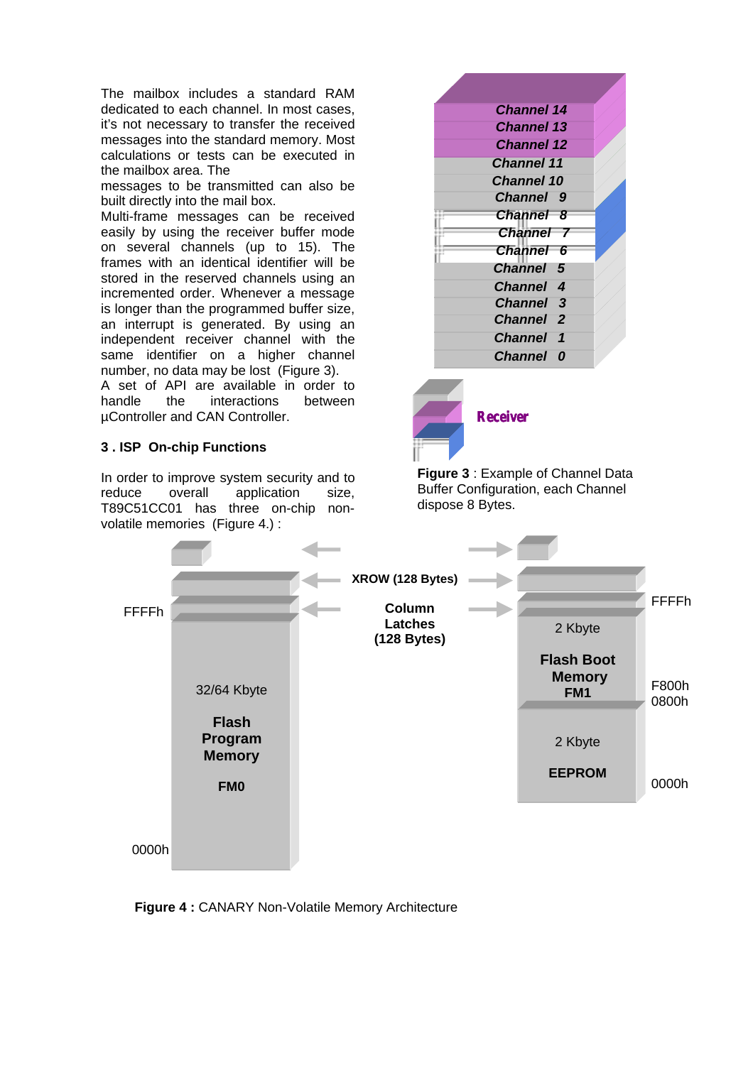The mailbox includes a standard RAM dedicated to each channel. In most cases, it's not necessary to transfer the received messages into the standard memory. Most calculations or tests can be executed in the mailbox area. The messages to be transmitted can also be built directly into the mail box.

Multi-frame messages can be received easily by using the receiver buffer mode on several channels (up to 15). The frames with an identical identifier will be stored in the reserved channels using an incremented order. Whenever a message is longer than the programmed buffer size, an interrupt is generated. By using an independent receiver channel with the same identifier on a higher channel number, no data may be lost (Figure 3).

A set of API are available in order to handle the interactions between µController and CAN Controller.

## 3 . ISP On-chip Functions

In order to improve system security and to reduce overall application size, T89C51CC01 has three on-chip non-volatile memories (Figure 4.) :

Channel 14
Channel 13
Channel 12
Channel 11
Channel 10
Channel 9
Channel 8
Channel 7
Channel 6
Channel 5
Channel 4
Channel 3
Channel 2
Channel 1
Channel 0

Receiver

**Figure 3** : Example of Channel Data Buffer Configuration, each Channel dispose 8 Bytes.

XROW (128 Bytes)

Column Latches (128 Bytes)

FFFFh

32/64 Kbyte

**Flash Program Memory**

**FM0**

0000h

FFFFh

2 Kbyte

**Flash Boot Memory FM1**

F800h

0800h

2 Kbyte

**EEPROM**

0000h

**Figure 4 :** CANARY Non-Volatile Memory Architecture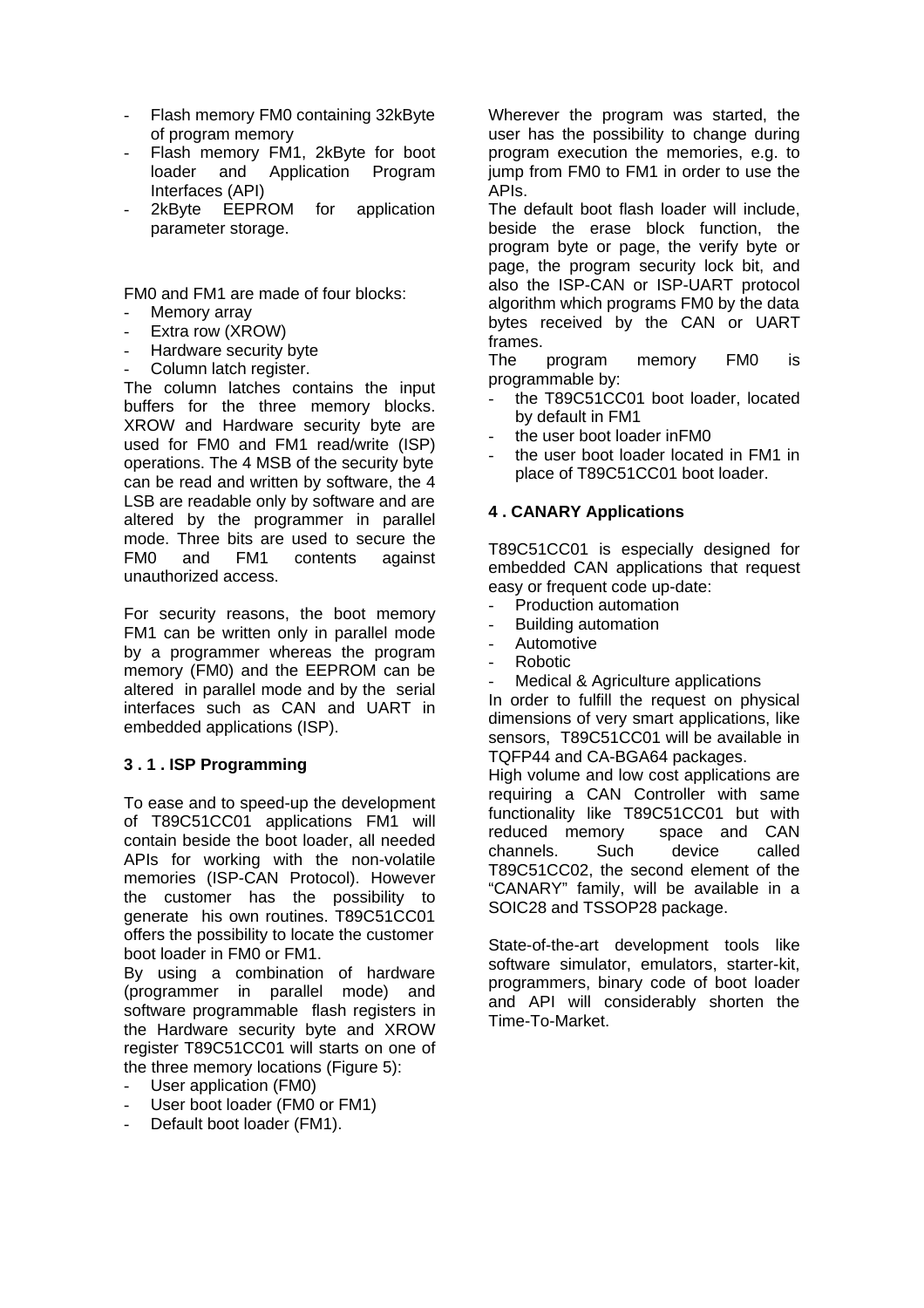- Flash memory FM0 containing 32kByte of program memory
- Flash memory FM1, 2kByte for boot loader and Application Program Interfaces (API)
- 2kByte EEPROM for application parameter storage.

FM0 and FM1 are made of four blocks:

- Memory array
- Extra row (XROW)
- Hardware security byte
- Column latch register.

The column latches contains the input buffers for the three memory blocks. XROW and Hardware security byte are used for FM0 and FM1 read/write (ISP) operations. The 4 MSB of the security byte can be read and written by software, the 4 LSB are readable only by software and are altered by the programmer in parallel mode. Three bits are used to secure the FM0 and FM1 contents against unauthorized access.

For security reasons, the boot memory FM1 can be written only in parallel mode by a programmer whereas the program memory (FM0) and the EEPROM can be altered in parallel mode and by the serial interfaces such as CAN and UART in embedded applications (ISP).

### 3 . 1 . ISP Programming

To ease and to speed-up the development of T89C51CC01 applications FM1 will contain beside the boot loader, all needed APIs for working with the non-volatile memories (ISP-CAN Protocol). However the customer has the possibility to generate his own routines. T89C51CC01 offers the possibility to locate the customer boot loader in FM0 or FM1.

By using a combination of hardware (programmer in parallel mode) and software programmable flash registers in the Hardware security byte and XROW register T89C51CC01 will starts on one of the three memory locations (Figure 5):

- User application (FM0)
- User boot loader (FM0 or FM1)
- Default boot loader (FM1).

Wherever the program was started, the user has the possibility to change during program execution the memories, e.g. to jump from FM0 to FM1 in order to use the APIs.

The default boot flash loader will include, beside the erase block function, the program byte or page, the verify byte or page, the program security lock bit, and also the ISP-CAN or ISP-UART protocol algorithm which programs FM0 by the data bytes received by the CAN or UART frames.

The program memory FM0 is programmable by:

- the T89C51CC01 boot loader, located by default in FM1
- the user boot loader inFM0
- the user boot loader located in FM1 in place of T89C51CC01 boot loader.

## 4 . CANARY Applications

T89C51CC01 is especially designed for embedded CAN applications that request easy or frequent code up-date:

- Production automation
- Building automation
- Automotive
- Robotic
- Medical & Agriculture applications

In order to fulfill the request on physical dimensions of very smart applications, like sensors, T89C51CC01 will be available in TQFP44 and CA-BGA64 packages.

High volume and low cost applications are requiring a CAN Controller with same functionality like T89C51CC01 but with reduced memory space and CAN channels. Such device called T89C51CC02, the second element of the "CANARY" family, will be available in a SOIC28 and TSSOP28 package.

State-of-the-art development tools like software simulator, emulators, starter-kit, programmers, binary code of boot loader and API will considerably shorten the Time-To-Market.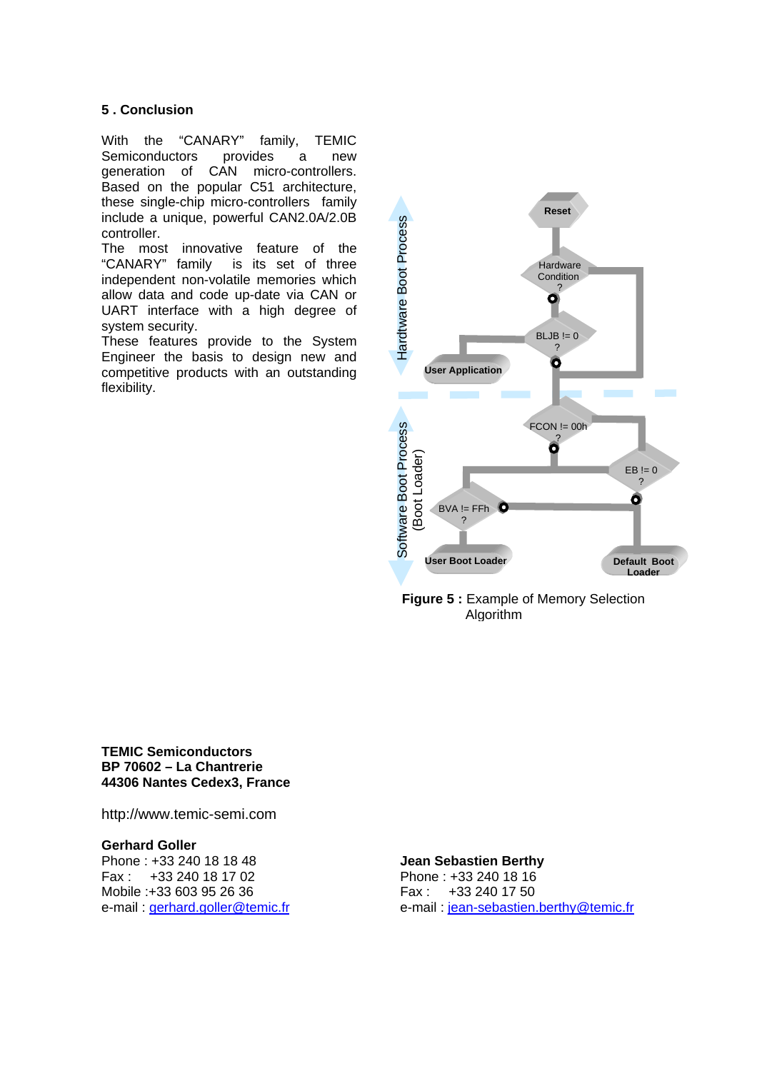## 5 . Conclusion

With the "CANARY" family, TEMIC Semiconductors provides a new generation of CAN micro-controllers. Based on the popular C51 architecture, these single-chip micro-controllers family include a unique, powerful CAN2.0A/2.0B controller.

The most innovative feature of the "CANARY" family is its set of three independent non-volatile memories which allow data and code up-date via CAN or UART interface with a high degree of system security.

These features provide to the System Engineer the basis to design new and competitive products with an outstanding flexibility.

Hardware Boot Process

Reset

Hardware Condition ?

BLJB != 0 ?

User Application

Software Boot Process (Boot Loader)

FCON != 00h ?

EB != 0 ?

BVA != FFh ?

User Boot Loader

Default Boot Loader

**Figure 5 :** Example of Memory Selection Algorithm

**TEMIC Semiconductors**
**BP 70602 – La Chantrerie**
**44306 Nantes Cedex3, France**

http://www.temic-semi.com

**Gerhard Goller**
Phone : +33 240 18 18 48
Fax : +33 240 18 17 02
Mobile :+33 603 95 26 36
e-mail : gerhard.goller@temic.fr

**Jean Sebastien Berthy**
Phone : +33 240 18 16
Fax : +33 240 17 50
e-mail : jean-sebastien.berthy@temic.fr